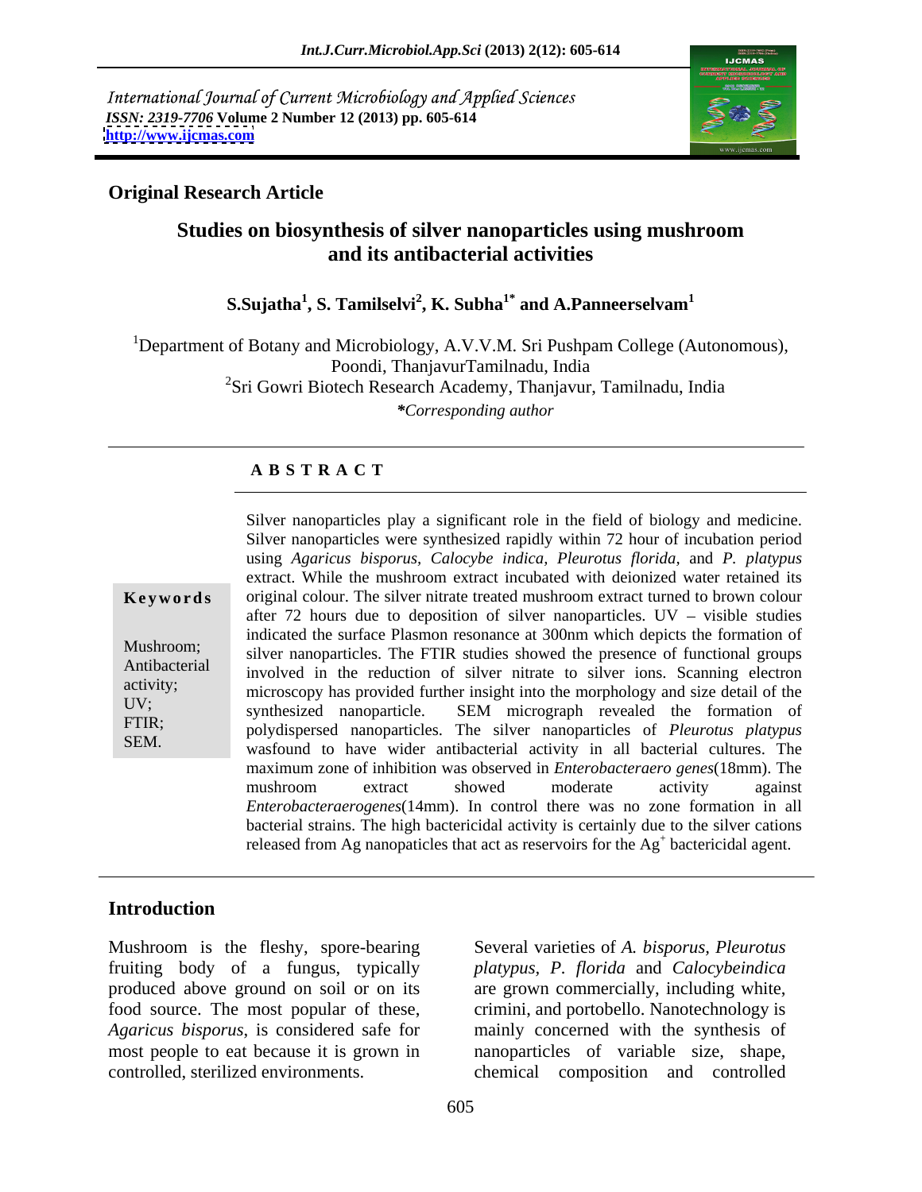International Journal of Current Microbiology and Applied Sciences
*ISSN: 2319-7706* **Volume 2 Number 12 (2013) pp. 605-614**
**http://www.ijcmas.com**

**Original Research Article**

# Studies on biosynthesis of silver nanoparticles using mushroom and its antibacterial activities

**S.Sujatha[1], S. Tamilselvi[2], K. Subha[1*] and A.Panneerselvam[1]**

[1]Department of Botany and Microbiology, A.V.V.M. Sri Pushpam College (Autonomous), Poondi, ThanjavurTamilnadu, India
[2]Sri Gowri Biotech Research Academy, Thanjavur, Tamilnadu, India
*\*Corresponding author*

## A B S T R A C T

**Keywords**

Mushroom; Antibacterial activity; UV; FTIR; SEM.

Silver nanoparticles play a significant role in the field of biology and medicine. Silver nanoparticles were synthesized rapidly within 72 hour of incubation period using *Agaricus bisporus*, *Calocybe indica, Pleurotus florida,* and *P. platypus* extract. While the mushroom extract incubated with deionized water retained its original colour. The silver nitrate treated mushroom extract turned to brown colour after 72 hours due to deposition of silver nanoparticles. UV – visible studies indicated the surface Plasmon resonance at 300nm which depicts the formation of silver nanoparticles. The FTIR studies showed the presence of functional groups involved in the reduction of silver nitrate to silver ions. Scanning electron microscopy has provided further insight into the morphology and size detail of the synthesized nanoparticle. SEM micrograph revealed the formation of polydispersed nanoparticles. The silver nanoparticles of *Pleurotus platypus* wasfound to have wider antibacterial activity in all bacterial cultures. The maximum zone of inhibition was observed in *Enterobacteraero genes*(18mm). The mushroom extract showed moderate activity against *Enterobacteraerogenes*(14mm). In control there was no zone formation in all bacterial strains. The high bactericidal activity is certainly due to the silver cations released from Ag nanopaticles that act as reservoirs for the $Ag^+$ bactericidal agent.

## Introduction

Mushroom is the fleshy, spore-bearing fruiting body of a fungus, typically produced above ground on soil or on its food source. The most popular of these, *Agaricus bisporus*, is considered safe for most people to eat because it is grown in controlled, sterilized environments.

Several varieties of *A. bisporus, Pleurotus platypus, P. florida* and *Calocybeindica* are grown commercially, including white, crimini, and portobello. Nanotechnology is mainly concerned with the synthesis of nanoparticles of variable size, shape, chemical composition and controlled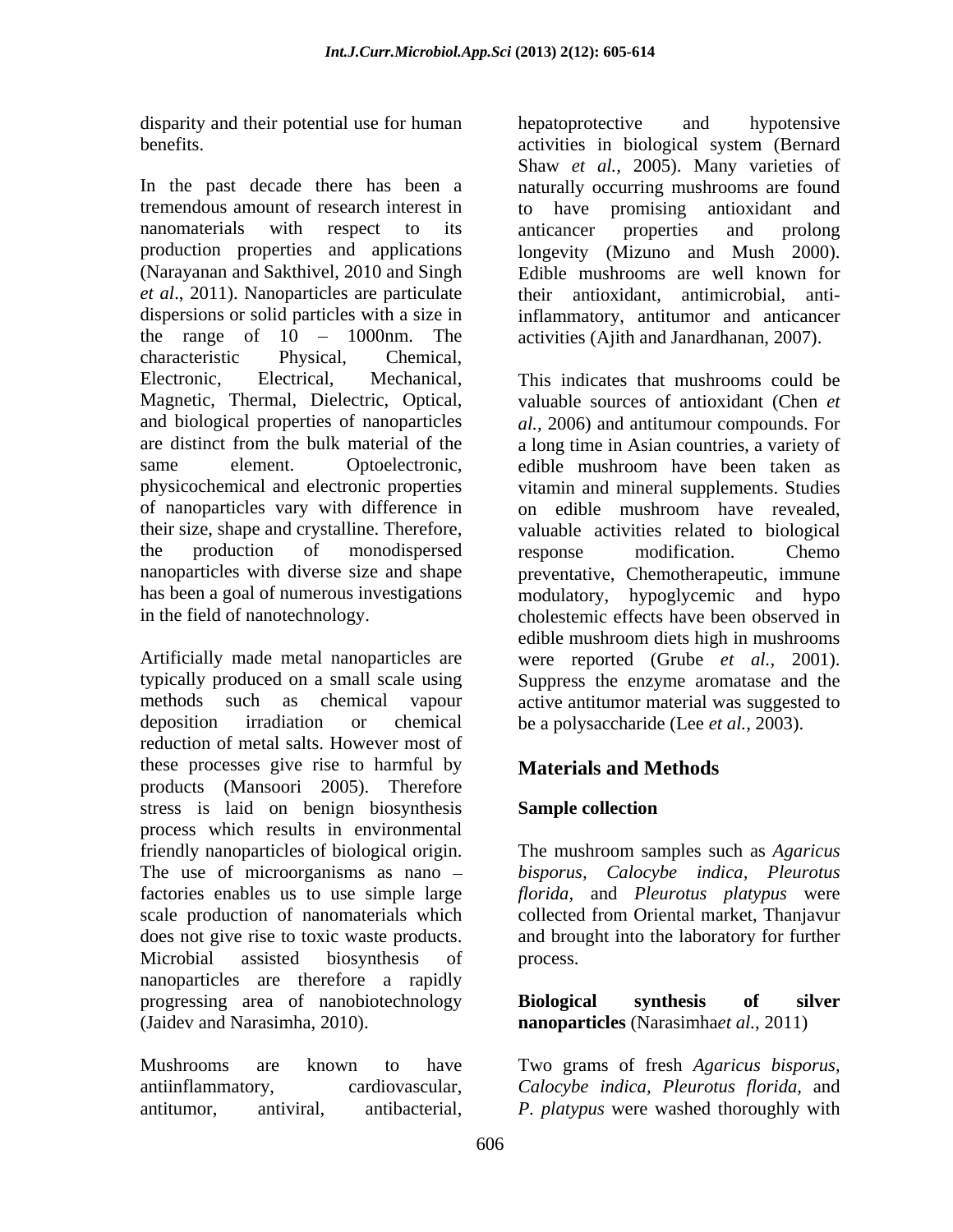disparity and their potential use for human benefits.

In the past decade there has been a tremendous amount of research interest in nanomaterials with respect to its production properties and applications (Narayanan and Sakthivel, 2010 and Singh *et al*., 2011). Nanoparticles are particulate dispersions or solid particles with a size in the range of 10 – 1000nm. The characteristic Physical, Chemical, Electronic, Electrical, Mechanical, Magnetic, Thermal, Dielectric, Optical, and biological properties of nanoparticles are distinct from the bulk material of the same element. Optoelectronic, physicochemical and electronic properties of nanoparticles vary with difference in their size, shape and crystalline. Therefore, the production of monodispersed nanoparticles with diverse size and shape has been a goal of numerous investigations in the field of nanotechnology.

Artificially made metal nanoparticles are typically produced on a small scale using methods such as chemical vapour deposition irradiation or chemical reduction of metal salts. However most of these processes give rise to harmful by products (Mansoori 2005). Therefore stress is laid on benign biosynthesis process which results in environmental friendly nanoparticles of biological origin. The use of microorganisms as nano – factories enables us to use simple large scale production of nanomaterials which does not give rise to toxic waste products. Microbial assisted biosynthesis of nanoparticles are therefore a rapidly progressing area of nanobiotechnology (Jaidev and Narasimha, 2010).

Mushrooms are known to have antiinflammatory, cardiovascular, antitumor, antiviral, antibacterial, hepatoprotective and hypotensive activities in biological system (Bernard Shaw *et al.,* 2005). Many varieties of naturally occurring mushrooms are found to have promising antioxidant and anticancer properties and prolong longevity (Mizuno and Mush 2000). Edible mushrooms are well known for their antioxidant, antimicrobial, anti-inflammatory, antitumor and anticancer activities (Ajith and Janardhanan, 2007).

This indicates that mushrooms could be valuable sources of antioxidant (Chen *et al.,* 2006) and antitumour compounds. For a long time in Asian countries, a variety of edible mushroom have been taken as vitamin and mineral supplements. Studies on edible mushroom have revealed, valuable activities related to biological response modification. Chemo preventative, Chemotherapeutic, immune modulatory, hypoglycemic and hypo cholestemic effects have been observed in edible mushroom diets high in mushrooms were reported (Grube *et al.,* 2001). Suppress the enzyme aromatase and the active antitumor material was suggested to be a polysaccharide (Lee *et al.,* 2003).

## Materials and Methods

### Sample collection

The mushroom samples such as *Agaricus bisporus, Calocybe indica, Pleurotus florida*, and *Pleurotus platypus* were collected from Oriental market, Thanjavur and brought into the laboratory for further process.

### Biological synthesis of silver nanoparticles (Narasimha*et al.,* 2011)

Two grams of fresh *Agaricus bisporus, Calocybe indica, Pleurotus florida,* and *P. platypus* were washed thoroughly with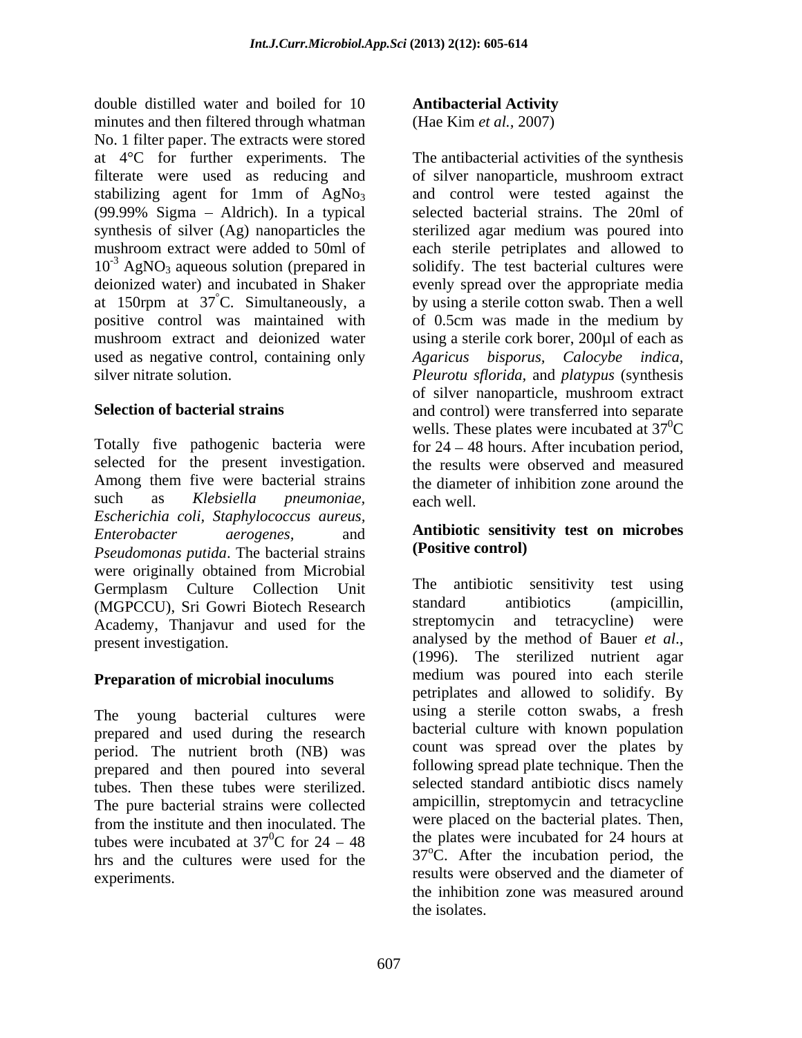double distilled water and boiled for 10 minutes and then filtered through whatman No. 1 filter paper. The extracts were stored at 4°C for further experiments. The filterate were used as reducing and stabilizing agent for 1mm of $AgNo_3$ (99.99% Sigma – Aldrich). In a typical synthesis of silver (Ag) nanoparticles the mushroom extract were added to 50ml of $10^{-3}$ $AgNO_3$ aqueous solution (prepared in deionized water) and incubated in Shaker at 150rpm at 37°C. Simultaneously, a positive control was maintained with mushroom extract and deionized water used as negative control, containing only silver nitrate solution.

## Selection of bacterial strains

Totally five pathogenic bacteria were selected for the present investigation. Among them five were bacterial strains such as *Klebsiella pneumoniae*, *Escherichia coli, Staphylococcus aureus, Enterobacter aerogenes,* and *Pseudomonas putida*. The bacterial strains were originally obtained from Microbial Germplasm Culture Collection Unit (MGPCCU), Sri Gowri Biotech Research Academy, Thanjavur and used for the present investigation.

## Preparation of microbial inoculums

The young bacterial cultures were prepared and used during the research period. The nutrient broth (NB) was prepared and then poured into several tubes. Then these tubes were sterilized. The pure bacterial strains were collected from the institute and then inoculated. The tubes were incubated at $37^0$C for 24 – 48 hrs and the cultures were used for the experiments.

## Antibacterial Activity

(Hae Kim *et al.,* 2007)

The antibacterial activities of the synthesis of silver nanoparticle, mushroom extract and control were tested against the selected bacterial strains. The 20ml of sterilized agar medium was poured into each sterile petriplates and allowed to solidify. The test bacterial cultures were evenly spread over the appropriate media by using a sterile cotton swab. Then a well of 0.5cm was made in the medium by using a sterile cork borer, 200µl of each as *Agaricus bisporus, Calocybe indica, Pleurotu sflorida*, and *platypus* (synthesis of silver nanoparticle, mushroom extract and control) were transferred into separate wells. These plates were incubated at $37^0$C for 24 – 48 hours. After incubation period, the results were observed and measured the diameter of inhibition zone around the each well.

## Antibiotic sensitivity test on microbes (Positive control)

The antibiotic sensitivity test using standard antibiotics (ampicillin, streptomycin and tetracycline) were analysed by the method of Bauer *et al*., (1996). The sterilized nutrient agar medium was poured into each sterile petriplates and allowed to solidify. By using a sterile cotton swabs, a fresh bacterial culture with known population count was spread over the plates by following spread plate technique. Then the selected standard antibiotic discs namely ampicillin, streptomycin and tetracycline were placed on the bacterial plates. Then, the plates were incubated for 24 hours at 37°C. After the incubation period, the results were observed and the diameter of the inhibition zone was measured around the isolates.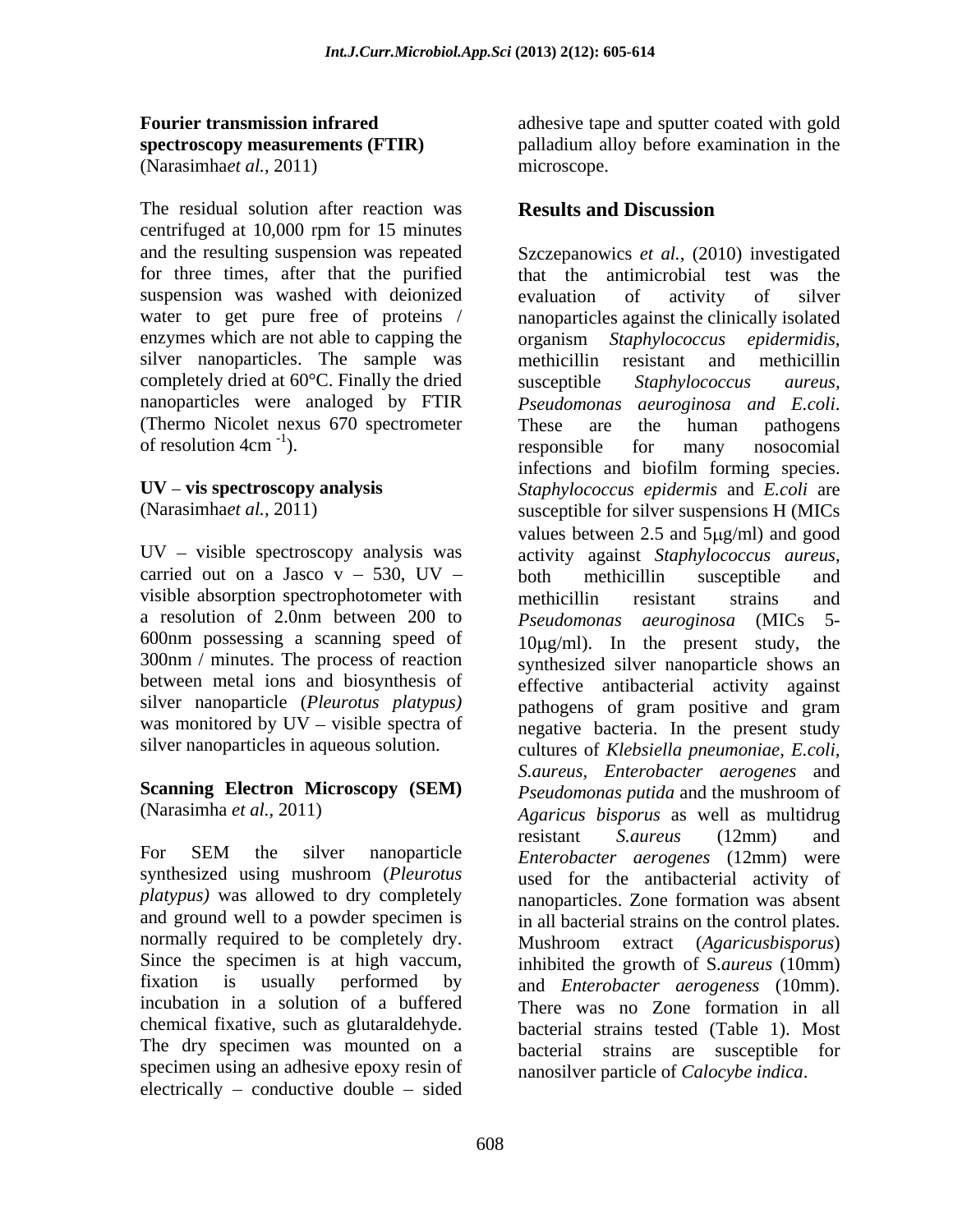**Fourier transmission infrared spectroscopy measurements (FTIR)** (Narasimha*et al.,* 2011)

The residual solution after reaction was centrifuged at 10,000 rpm for 15 minutes and the resulting suspension was repeated for three times, after that the purified suspension was washed with deionized water to get pure free of proteins / enzymes which are not able to capping the silver nanoparticles. The sample was completely dried at 60°C. Finally the dried nanoparticles were analoged by FTIR (Thermo Nicolet nexus 670 spectrometer of resolution 4cm $^{-1}$).

**UV – vis spectroscopy analysis** (Narasimha*et al.,* 2011)

UV – visible spectroscopy analysis was carried out on a Jasco v – 530, UV – visible absorption spectrophotometer with a resolution of 2.0nm between 200 to 600nm possessing a scanning speed of 300nm / minutes. The process of reaction between metal ions and biosynthesis of silver nanoparticle (*Pleurotus platypus)* was monitored by UV – visible spectra of silver nanoparticles in aqueous solution.

**Scanning Electron Microscopy (SEM)** (Narasimha *et al.,* 2011)

For SEM the silver nanoparticle synthesized using mushroom (*Pleurotus platypus)* was allowed to dry completely and ground well to a powder specimen is normally required to be completely dry. Since the specimen is at high vaccum, fixation is usually performed by incubation in a solution of a buffered chemical fixative, such as glutaraldehyde. The dry specimen was mounted on a specimen using an adhesive epoxy resin of electrically – conductive double – sided adhesive tape and sputter coated with gold palladium alloy before examination in the microscope.

## Results and Discussion

Szczepanowics *et al.,* (2010) investigated that the antimicrobial test was the evaluation of activity of silver nanoparticles against the clinically isolated organism *Staphylococcus epidermidis*, methicillin resistant and methicillin susceptible *Staphylococcus aureus, Pseudomonas aeuroginosa and E.coli*. These are the human pathogens responsible for many nosocomial infections and biofilm forming species. *Staphylococcus epidermis* and *E.coli* are susceptible for silver suspensions H (MICs values between 2.5 and 5μg/ml) and good activity against *Staphylococcus aureus*, both methicillin susceptible and methicillin resistant strains and *Pseudomonas aeuroginosa* (MICs 5-10μg/ml). In the present study, the synthesized silver nanoparticle shows an effective antibacterial activity against pathogens of gram positive and gram negative bacteria. In the present study cultures of *Klebsiella pneumoniae, E.coli, S.aureus, Enterobacter aerogenes* and *Pseudomonas putida* and the mushroom of *Agaricus bisporus* as well as multidrug resistant *S.aureus* (12mm) and *Enterobacter aerogenes* (12mm) were used for the antibacterial activity of nanoparticles. Zone formation was absent in all bacterial strains on the control plates. Mushroom extract (*Agaricusbisporus*) inhibited the growth of S.*aureus* (10mm) and *Enterobacter aerogeness* (10mm). There was no Zone formation in all bacterial strains tested (Table 1). Most bacterial strains are susceptible for nanosilver particle of *Calocybe indica*.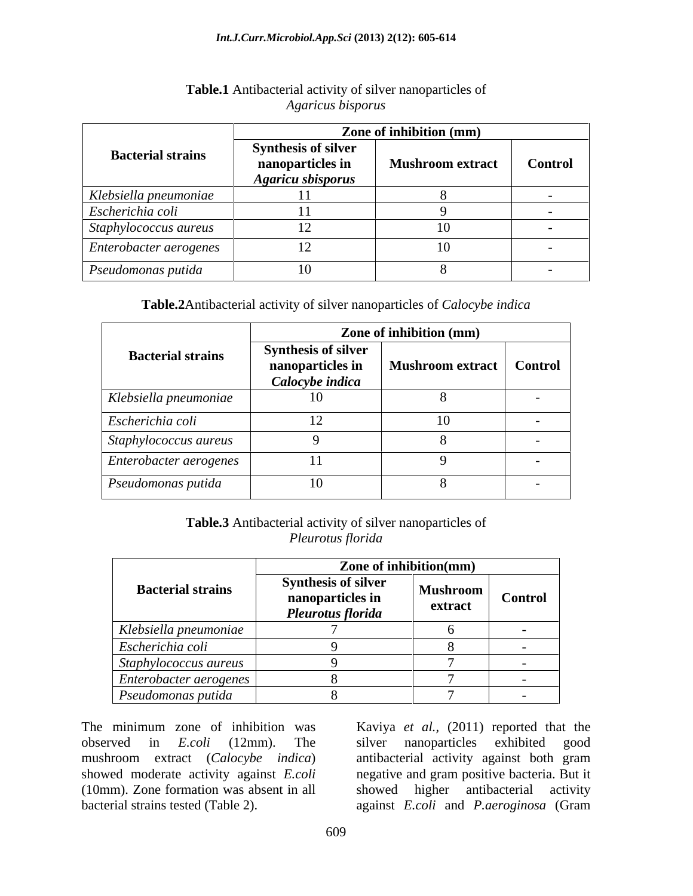**Table.1** Antibacterial activity of silver nanoparticles of *Agaricus bisporus*

| Bacterial strains | Zone of inhibition (mm) | | |
|---|---|---|---|
| | **Synthesis of silver nanoparticles in *Agaricu sbisporus*** | **Mushroom extract** | **Control** |
| *Klebsiella pneumoniae* | 11 | 8 | - |
| *Escherichia coli* | 11 | 9 | - |
| *Staphylococcus aureus* | 12 | 10 | - |
| *Enterobacter aerogenes* | 12 | 10 | - |
| *Pseudomonas putida* | 10 | 8 | - |

**Table.2**Antibacterial activity of silver nanoparticles of *Calocybe indica*

| Bacterial strains | Zone of inhibition (mm) | | |
|---|---|---|---|
| | **Synthesis of silver nanoparticles in *Calocybe indica*** | **Mushroom extract** | **Control** |
| *Klebsiella pneumoniae* | 10 | 8 | - |
| *Escherichia coli* | 12 | 10 | - |
| *Staphylococcus aureus* | 9 | 8 | - |
| *Enterobacter aerogenes* | 11 | 9 | - |
| *Pseudomonas putida* | 10 | 8 | - |

**Table.3** Antibacterial activity of silver nanoparticles of *Pleurotus florida*

| Bacterial strains | Zone of inhibition(mm) | | |
|---|---|---|---|
| | **Synthesis of silver nanoparticles in *Pleurotus florida*** | **Mushroom extract** | **Control** |
| *Klebsiella pneumoniae* | 7 | 6 | - |
| *Escherichia coli* | 9 | 8 | - |
| *Staphylococcus aureus* | 9 | 7 | - |
| *Enterobacter aerogenes* | 8 | 7 | - |
| *Pseudomonas putida* | 8 | 7 | - |

The minimum zone of inhibition was observed in *E.coli* (12mm). The mushroom extract (*Calocybe indica*) showed moderate activity against *E.coli* (10mm). Zone formation was absent in all bacterial strains tested (Table 2).

Kaviya *et al.,* (2011) reported that the silver nanoparticles exhibited good antibacterial activity against both gram negative and gram positive bacteria. But it showed higher antibacterial activity against *E.coli* and *P.aeroginosa* (Gram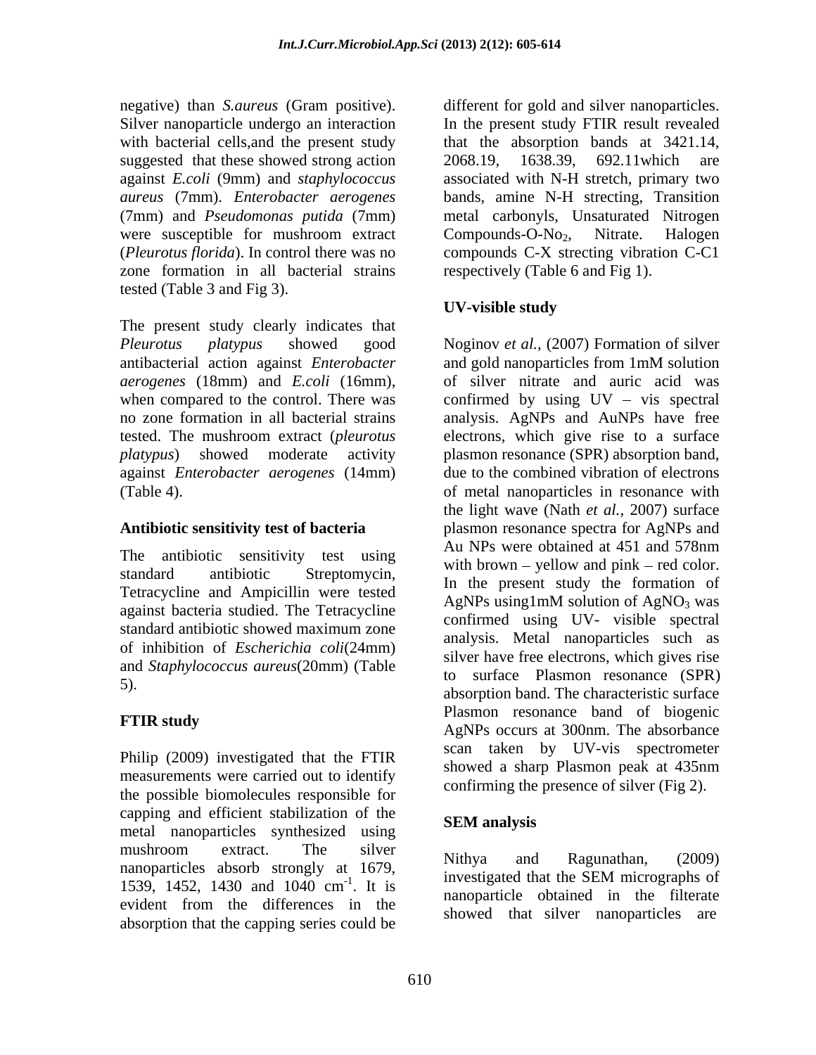negative) than *S.aureus* (Gram positive). Silver nanoparticle undergo an interaction with bacterial cells,and the present study suggested that these showed strong action against *E.coli* (9mm) and *staphylococcus aureus* (7mm). *Enterobacter aerogenes* (7mm) and *Pseudomonas putida* (7mm) were susceptible for mushroom extract (*Pleurotus florida*). In control there was no zone formation in all bacterial strains tested (Table 3 and Fig 3).

The present study clearly indicates that *Pleurotus platypus* showed good antibacterial action against *Enterobacter aerogenes* (18mm) and *E.coli* (16mm), when compared to the control. There was no zone formation in all bacterial strains tested. The mushroom extract (*pleurotus platypus*) showed moderate activity against *Enterobacter aerogenes* (14mm) (Table 4).

### Antibiotic sensitivity test of bacteria

The antibiotic sensitivity test using standard antibiotic Streptomycin, Tetracycline and Ampicillin were tested against bacteria studied. The Tetracycline standard antibiotic showed maximum zone of inhibition of *Escherichia coli*(24mm) and *Staphylococcus aureus*(20mm) (Table 5).

### FTIR study

Philip (2009) investigated that the FTIR measurements were carried out to identify the possible biomolecules responsible for capping and efficient stabilization of the metal nanoparticles synthesized using mushroom extract. The silver nanoparticles absorb strongly at 1679, 1539, 1452, 1430 and 1040 $cm^{-1}$. It is evident from the differences in the absorption that the capping series could be different for gold and silver nanoparticles. In the present study FTIR result revealed that the absorption bands at 3421.14, 2068.19, 1638.39, 692.11which are associated with N-H stretch, primary two bands, amine N-H strecting, Transition metal carbonyls, Unsaturated Nitrogen Compounds-O-$No_2$, Nitrate. Halogen compounds C-X strecting vibration C-C1 respectively (Table 6 and Fig 1).

### UV-visible study

Noginov *et al.,* (2007) Formation of silver and gold nanoparticles from 1mM solution of silver nitrate and auric acid was confirmed by using UV – vis spectral analysis. AgNPs and AuNPs have free electrons, which give rise to a surface plasmon resonance (SPR) absorption band, due to the combined vibration of electrons of metal nanoparticles in resonance with the light wave (Nath *et al.,* 2007) surface plasmon resonance spectra for AgNPs and Au NPs were obtained at 451 and 578nm with brown – yellow and pink – red color. In the present study the formation of AgNPs using1mM solution of $AgNO_3$ was confirmed using UV- visible spectral analysis. Metal nanoparticles such as silver have free electrons, which gives rise to surface Plasmon resonance (SPR) absorption band. The characteristic surface Plasmon resonance band of biogenic AgNPs occurs at 300nm. The absorbance scan taken by UV-vis spectrometer showed a sharp Plasmon peak at 435nm confirming the presence of silver (Fig 2).

### SEM analysis

Nithya and Ragunathan, (2009) investigated that the SEM micrographs of nanoparticle obtained in the filtrate showed that silver nanoparticles are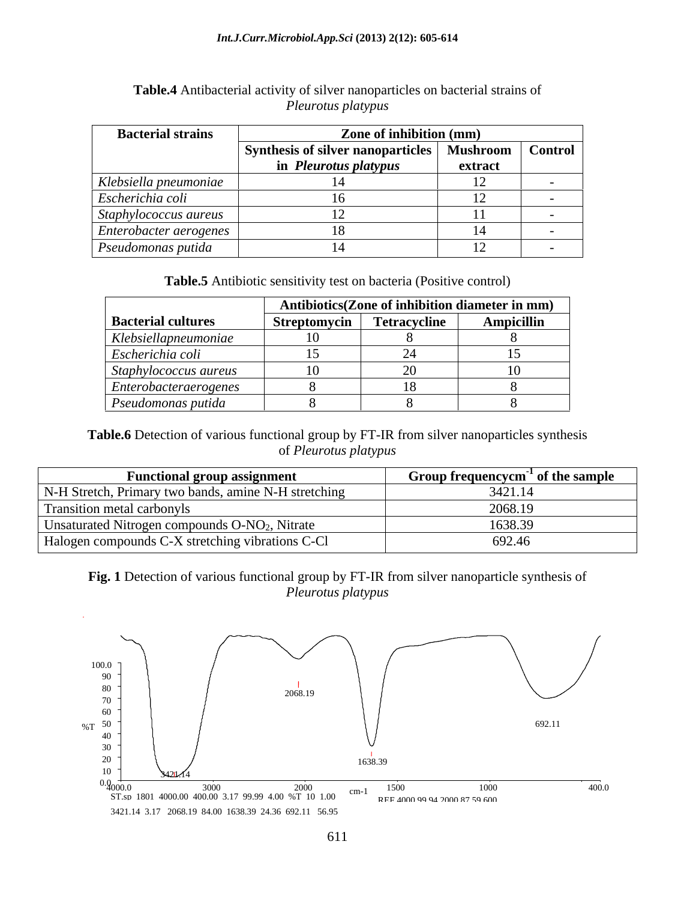**Table.4** Antibacterial activity of silver nanoparticles on bacterial strains of *Pleurotus platypus*

| Bacterial strains | Zone of inhibition (mm) | | |
|---|---|---|---|
| | Synthesis of silver nanoparticles in *Pleurotus platypus* | Mushroom extract | Control |
| *Klebsiella pneumoniae* | 14 | 12 | - |
| *Escherichia coli* | 16 | 12 | - |
| *Staphylococcus aureus* | 12 | 11 | - |
| *Enterobacter aerogenes* | 18 | 14 | - |
| *Pseudomonas putida* | 14 | 12 | - |

**Table.5** Antibiotic sensitivity test on bacteria (Positive control)

| | Antibiotics(Zone of inhibition diameter in mm) | | |
|---|---|---|---|
| Bacterial cultures | Streptomycin | Tetracycline | Ampicillin |
| *Klebsiellapneumoniae* | 10 | 8 | 8 |
| *Escherichia coli* | 15 | 24 | 15 |
| *Staphylococcus aureus* | 10 | 20 | 10 |
| *Enterobacteraerogenes* | 8 | 18 | 8 |
| *Pseudomonas putida* | 8 | 8 | 8 |

**Table.6** Detection of various functional group by FT-IR from silver nanoparticles synthesis of *Pleurotus platypus*

| Functional group assignment | Group frequency $cm^{-1}$ of the sample |
|---|---|
| N-H Stretch, Primary two bands, amine N-H stretching | 3421.14 |
| Transition metal carbonyls | 2068.19 |
| Unsaturated Nitrogen compounds $O-NO_2$, Nitrate | 1638.39 |
| Halogen compounds C-X stretching vibrations C-Cl | 692.46 |

**Fig. 1** Detection of various functional group by FT-IR from silver nanoparticle synthesis of *Pleurotus platypus*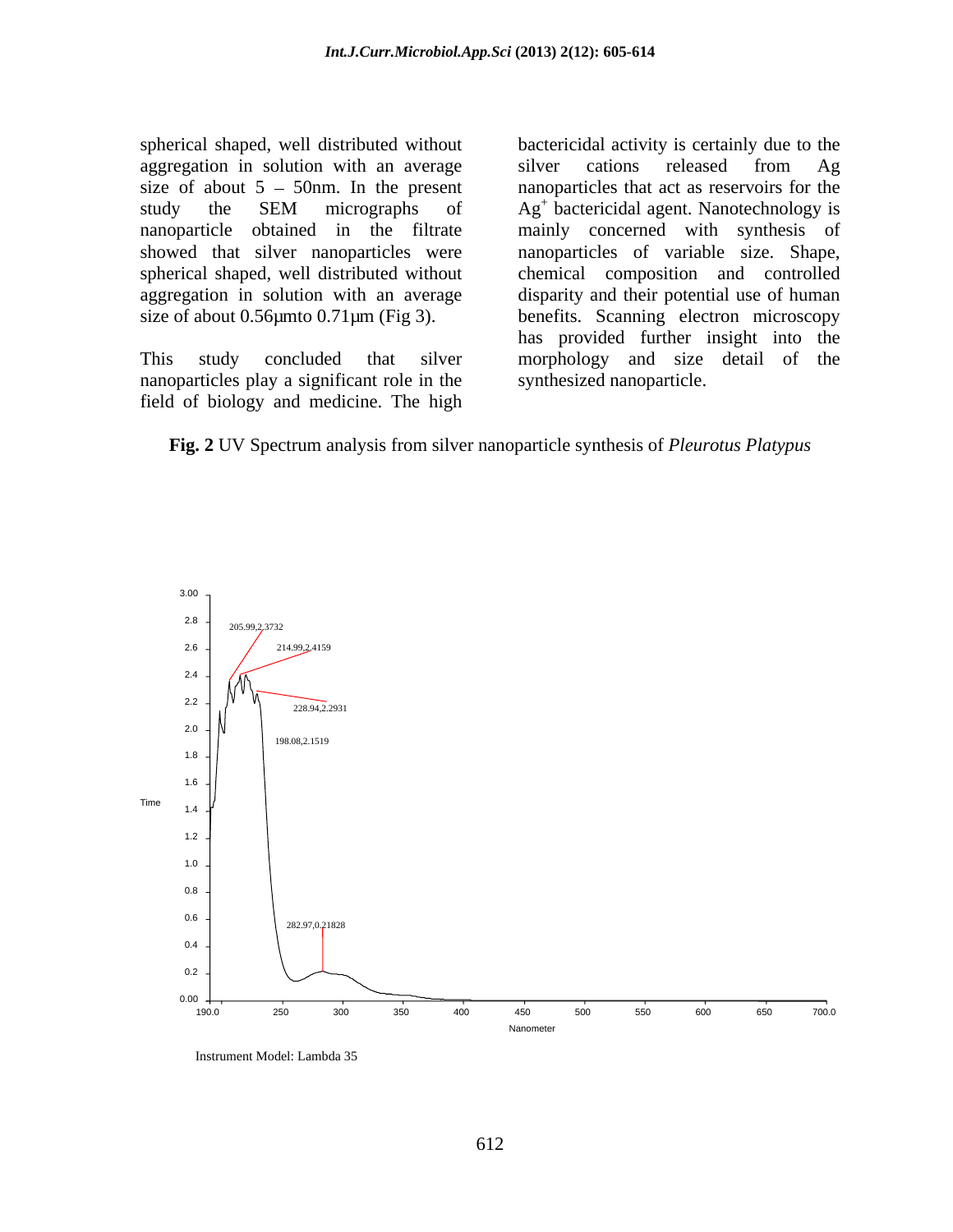spherical shaped, well distributed without aggregation in solution with an average size of about 5 – 50nm. In the present study the SEM micrographs of nanoparticle obtained in the filtrate showed that silver nanoparticles were spherical shaped, well distributed without aggregation in solution with an average size of about 0.56µmto 0.71µm (Fig 3).

This study concluded that silver nanoparticles play a significant role in the field of biology and medicine. The high bactericidal activity is certainly due to the silver cations released from Ag nanoparticles that act as reservoirs for the $Ag^+$ bactericidal agent. Nanotechnology is mainly concerned with synthesis of nanoparticles of variable size. Shape, chemical composition and controlled disparity and their potential use of human benefits. Scanning electron microscopy has provided further insight into the morphology and size detail of the synthesized nanoparticle.

**Fig. 2** UV Spectrum analysis from silver nanoparticle synthesis of *Pleurotus Platypus*

Instrument Model: Lambda 35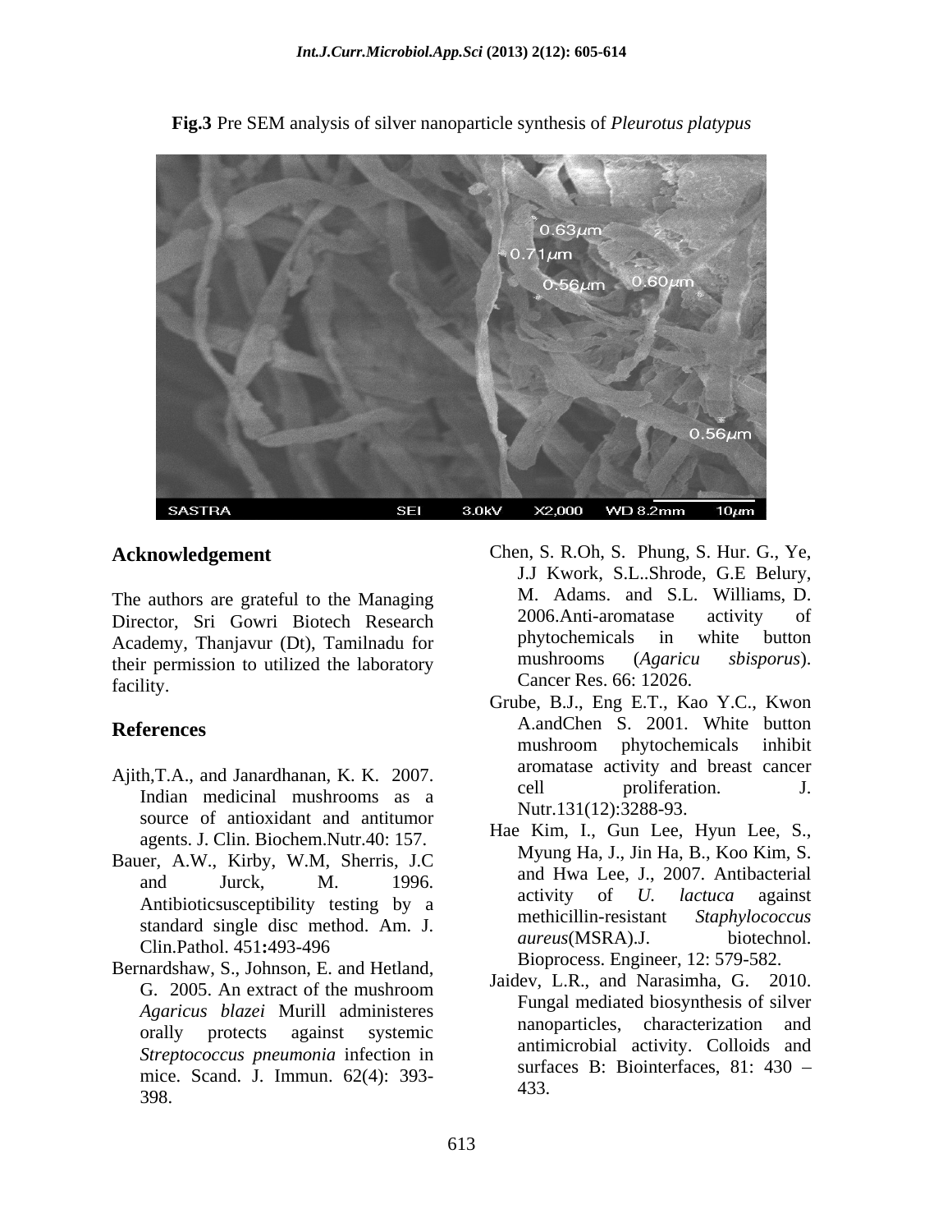**Fig.3** Pre SEM analysis of silver nanoparticle synthesis of *Pleurotus platypus*

## Acknowledgement

The authors are grateful to the Managing Director, Sri Gowri Biotech Research Academy, Thanjavur (Dt), Tamilnadu for their permission to utilized the laboratory facility.

## References

Ajith,T.A., and Janardhanan, K. K. 2007. Indian medicinal mushrooms as a source of antioxidant and antitumor agents. J. Clin. Biochem.Nutr.40: 157.

Bauer, A.W., Kirby, W.M, Sherris, J.C and Jurck, M. 1996. Antibioticsusceptibility testing by a standard single disc method. Am. J. Clin.Pathol. 451**:**493-496

Bernardshaw, S., Johnson, E. and Hetland, G. 2005. An extract of the mushroom *Agaricus blazei* Murill administeres orally protects against systemic *Streptococcus pneumonia* infection in mice. Scand. J. Immun. 62(4): 393-398.

Chen, S. R.Oh, S. Phung, S. Hur. G., Ye, J.J Kwork, S.L..Shrode, G.E Belury, M. Adams. and S.L. Williams, D. 2006.Anti-aromatase activity of phytochemicals in white button mushrooms (*Agaricu sbisporus*). Cancer Res. 66: 12026.

Grube, B.J., Eng E.T., Kao Y.C., Kwon A.andChen S. 2001. White button mushroom phytochemicals inhibit aromatase activity and breast cancer cell proliferation. J. Nutr.131(12):3288-93.

Hae Kim, I., Gun Lee, Hyun Lee, S., Myung Ha, J., Jin Ha, B., Koo Kim, S. and Hwa Lee, J., 2007. Antibacterial activity of *U. lactuca* against methicillin-resistant *Staphylococcus aureus*(MSRA).J. biotechnol. Bioprocess. Engineer, 12: 579-582.

Jaidev, L.R., and Narasimha, G. 2010. Fungal mediated biosynthesis of silver nanoparticles, characterization and antimicrobial activity. Colloids and surfaces B: Biointerfaces, 81: 430 – 433.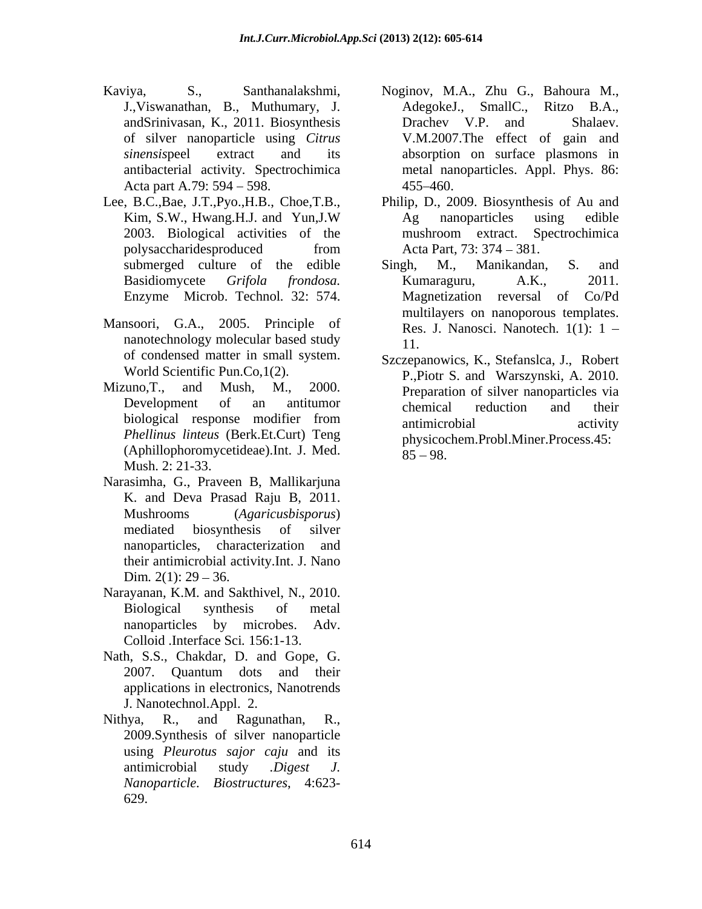Kaviya, S., Santhanalakshmi, J.,Viswanathan, B., Muthumary, J. andSrinivasan, K., 2011. Biosynthesis of silver nanoparticle using *Citrus sinensis*peel extract and its antibacterial activity. Spectrochimica Acta part A.79: 594 – 598.

Lee, B.C.,Bae, J.T.,Pyo.,H.B., Choe,T.B., Kim, S.W., Hwang.H.J. and Yun,J.W 2003. Biological activities of the polysaccharidesproduced from submerged culture of the edible Basidiomycete *Grifola frondosa.* Enzyme Microb. Technol. 32: 574.

Mansoori, G.A., 2005. Principle of nanotechnology molecular based study of condensed matter in small system. World Scientific Pun.Co,1(2).

Mizuno,T., and Mush, M., 2000. Development of an antitumor biological response modifier from *Phellinus linteus* (Berk.Et.Curt) Teng (Aphillophoromycetideae).Int. J. Med. Mush. 2: 21-33.

Narasimha, G., Praveen B, Mallikarjuna K. and Deva Prasad Raju B, 2011. Mushrooms (*Agaricusbisporus*) mediated biosynthesis of silver nanoparticles, characterization and their antimicrobial activity.Int. J. Nano Dim. 2(1): 29 – 36.

Narayanan, K.M. and Sakthivel, N., 2010. Biological synthesis of metal nanoparticles by microbes. Adv. Colloid .Interface Sci. 156:1-13.

Nath, S.S., Chakdar, D. and Gope, G. 2007. Quantum dots and their applications in electronics, Nanotrends J. Nanotechnol.Appl. 2.

Nithya, R., and Ragunathan, R., 2009.Synthesis of silver nanoparticle using *Pleurotus sajor caju* and its antimicrobial study .*Digest J. Nanoparticle. Biostructures*, 4:623-629.

Noginov, M.A., Zhu G., Bahoura M., AdegokeJ., SmallC., Ritzo B.A., Drachev V.P. and Shalaev. V.M.2007.The effect of gain and absorption on surface plasmons in metal nanoparticles. Appl. Phys. 86: 455–460.

Philip, D., 2009. Biosynthesis of Au and Ag nanoparticles using edible mushroom extract. Spectrochimica Acta Part, 73: 374 – 381.

Singh, M., Manikandan, S. and Kumaraguru, A.K., 2011. Magnetization reversal of Co/Pd multilayers on nanoporous templates. Res. J. Nanosci. Nanotech. 1(1): 1 – 11.

Szczepanowics, K., Stefanslca, J., Robert P.,Piotr S. and Warszynski, A. 2010. Preparation of silver nanoparticles via chemical reduction and their antimicrobial activity physicochem.Probl.Miner.Process.45: 85 – 98.